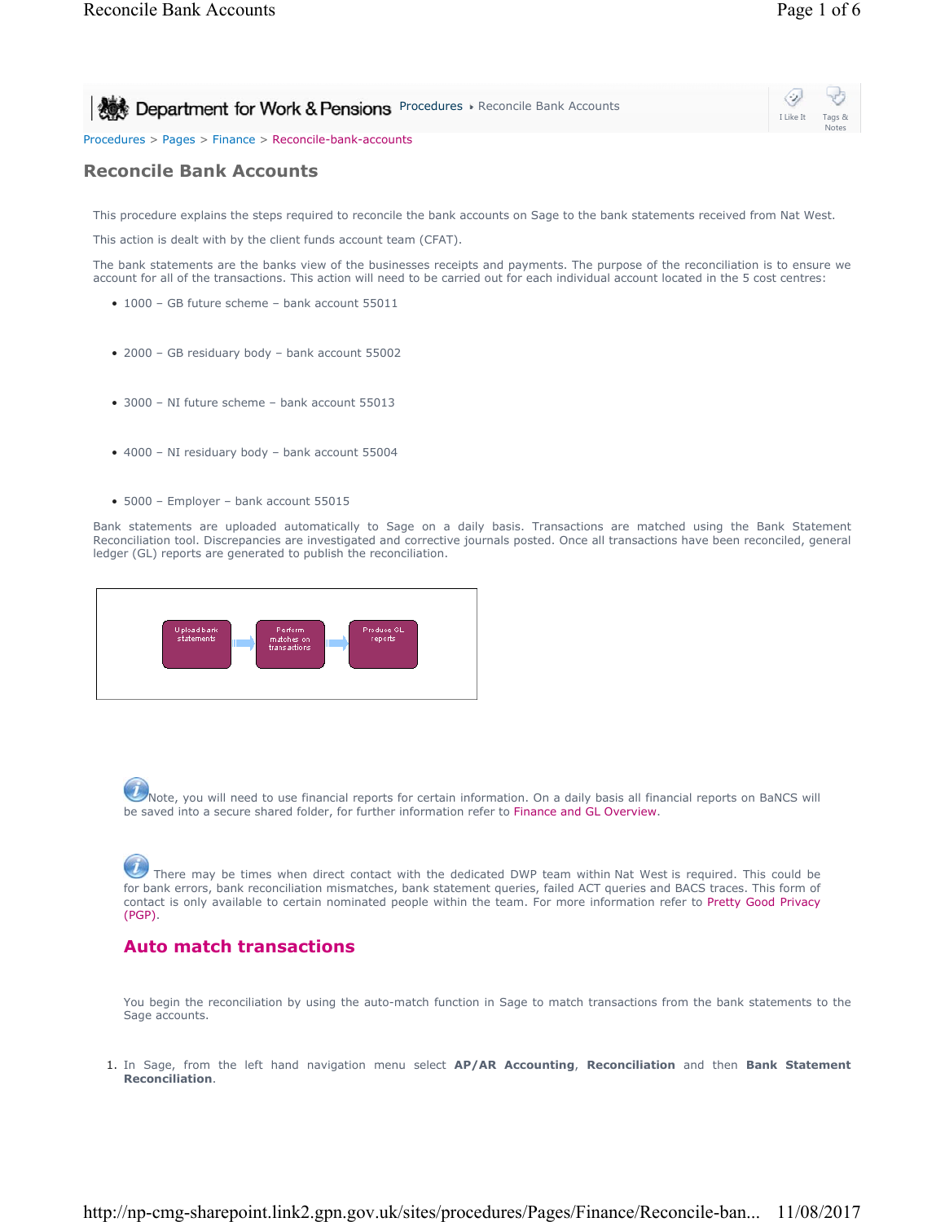Department for Work & Pensions Procedures ▸ Reconcile Bank Accounts

Procedures > Pages > Finance > Reconcile-bank-accounts

# Reconcile Bank Accounts

This procedure explains the steps required to reconcile the bank accounts on Sage to the bank statements received from Nat West.

This action is dealt with by the client funds account team (CFAT).

The bank statements are the banks view of the businesses receipts and payments. The purpose of the reconciliation is to ensure we account for all of the transactions. This action will need to be carried out for each individual account located in the 5 cost centres:

- 1000 – GB future scheme – bank account 55011
- 2000 – GB residuary body – bank account 55002
- 3000 – NI future scheme – bank account 55013
- 4000 – NI residuary body – bank account 55004
- 5000 – Employer – bank account 55015

Bank statements are uploaded automatically to Sage on a daily basis. Transactions are matched using the Bank Statement Reconciliation tool. Discrepancies are investigated and corrective journals posted. Once all transactions have been reconciled, general ledger (GL) reports are generated to publish the reconciliation.

Upload bank statements → Perform matches on transactions → Produce GL reports

Note, you will need to use financial reports for certain information. On a daily basis all financial reports on BaNCS will be saved into a secure shared folder, for further information refer to Finance and GL Overview.

There may be times when direct contact with the dedicated DWP team within Nat West is required. This could be for bank errors, bank reconciliation mismatches, bank statement queries, failed ACT queries and BACS traces. This form of contact is only available to certain nominated people within the team. For more information refer to Pretty Good Privacy (PGP).

## Auto match transactions

You begin the reconciliation by using the auto-match function in Sage to match transactions from the bank statements to the Sage accounts.

1. In Sage, from the left hand navigation menu select **AP/AR Accounting**, **Reconciliation** and then **Bank Statement Reconciliation**.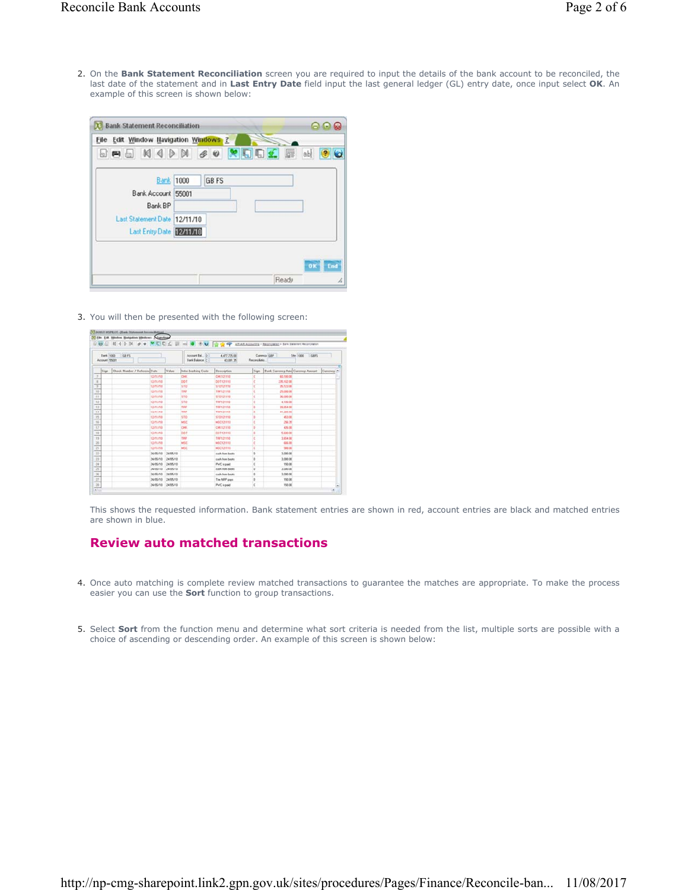2. On the **Bank Statement Reconciliation** screen you are required to input the details of the bank account to be reconciled, the last date of the statement and in **Last Entry Date** field input the last general ledger (GL) entry date, once input select **OK**. An example of this screen is shown below:

3. You will then be presented with the following screen:

   This shows the requested information. Bank statement entries are shown in red, account entries are black and matched entries are shown in blue.

## Review auto matched transactions

4. Once auto matching is complete review matched transactions to guarantee the matches are appropriate. To make the process easier you can use the **Sort** function to group transactions.

5. Select **Sort** from the function menu and determine what sort criteria is needed from the list, multiple sorts are possible with a choice of ascending or descending order. An example of this screen is shown below: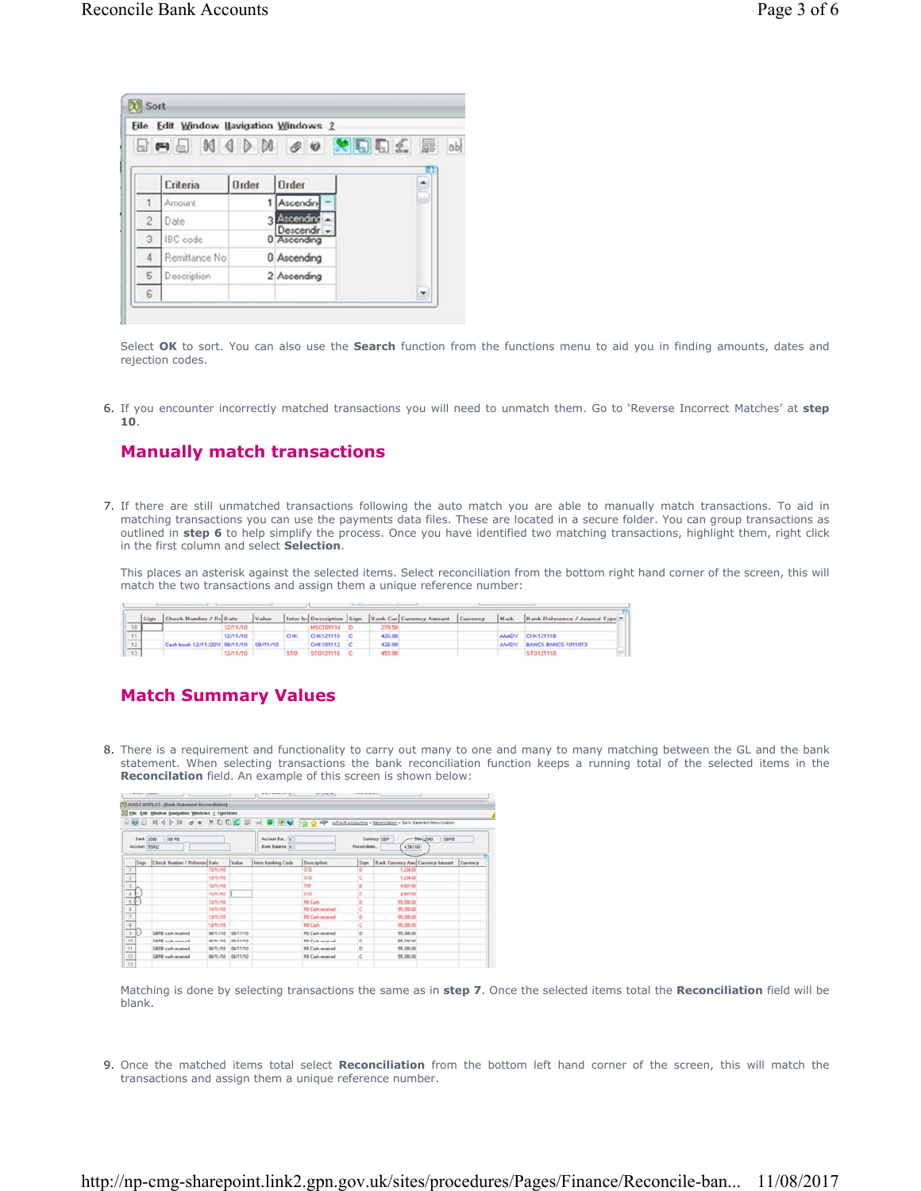Select **OK** to sort. You can also use the **Search** function from the functions menu to aid you in finding amounts, dates and rejection codes.

6. If you encounter incorrectly matched transactions you will need to unmatch them. Go to 'Reverse Incorrect Matches' at **step 10**.

## Manually match transactions

7. If there are still unmatched transactions following the auto match you are able to manually match transactions. To aid in matching transactions you can use the payments data files. These are located in a secure folder. You can group transactions as outlined in **step 6** to help simplify the process. Once you have identified two matching transactions, highlight them, right click in the first column and select **Selection**.

   This places an asterisk against the selected items. Select reconciliation from the bottom right hand corner of the screen, this will match the two transactions and assign them a unique reference number:

## Match Summary Values

8. There is a requirement and functionality to carry out many to one and many to many matching between the GL and the bank statement. When selecting transactions the bank reconciliation function keeps a running total of the selected items in the **Reconcilation** field. An example of this screen is shown below:

   Matching is done by selecting transactions the same as in **step 7**. Once the selected items total the **Reconciliation** field will be blank.

9. Once the matched items total select **Reconciliation** from the bottom left hand corner of the screen, this will match the transactions and assign them a unique reference number.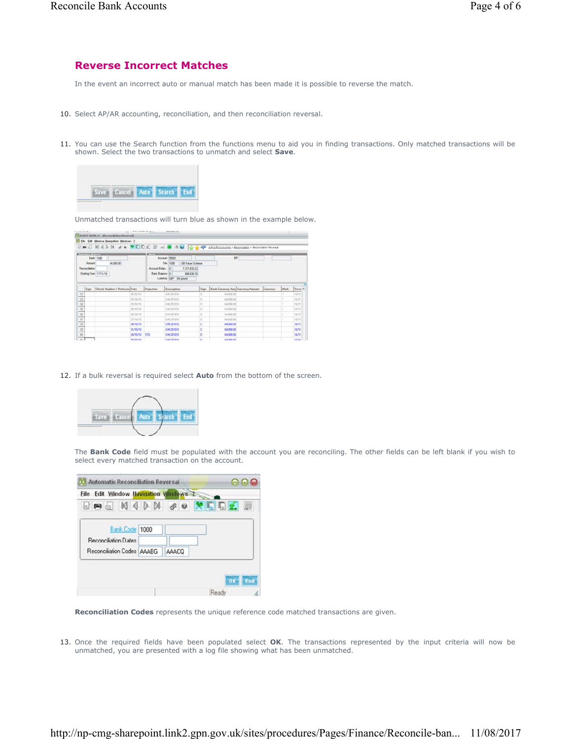## Reverse Incorrect Matches

In the event an incorrect auto or manual match has been made it is possible to reverse the match.

10. Select AP/AR accounting, reconciliation, and then reconciliation reversal.

11. You can use the Search function from the functions menu to aid you in finding transactions. Only matched transactions will be shown. Select the two transactions to unmatch and select **Save**.

Unmatched transactions will turn blue as shown in the example below.

12. If a bulk reversal is required select **Auto** from the bottom of the screen.

The **Bank Code** field must be populated with the account you are reconciling. The other fields can be left blank if you wish to select every matched transaction on the account.

**Reconciliation Codes** represents the unique reference code matched transactions are given.

13. Once the required fields have been populated select **OK**. The transactions represented by the input criteria will now be unmatched, you are presented with a log file showing what has been unmatched.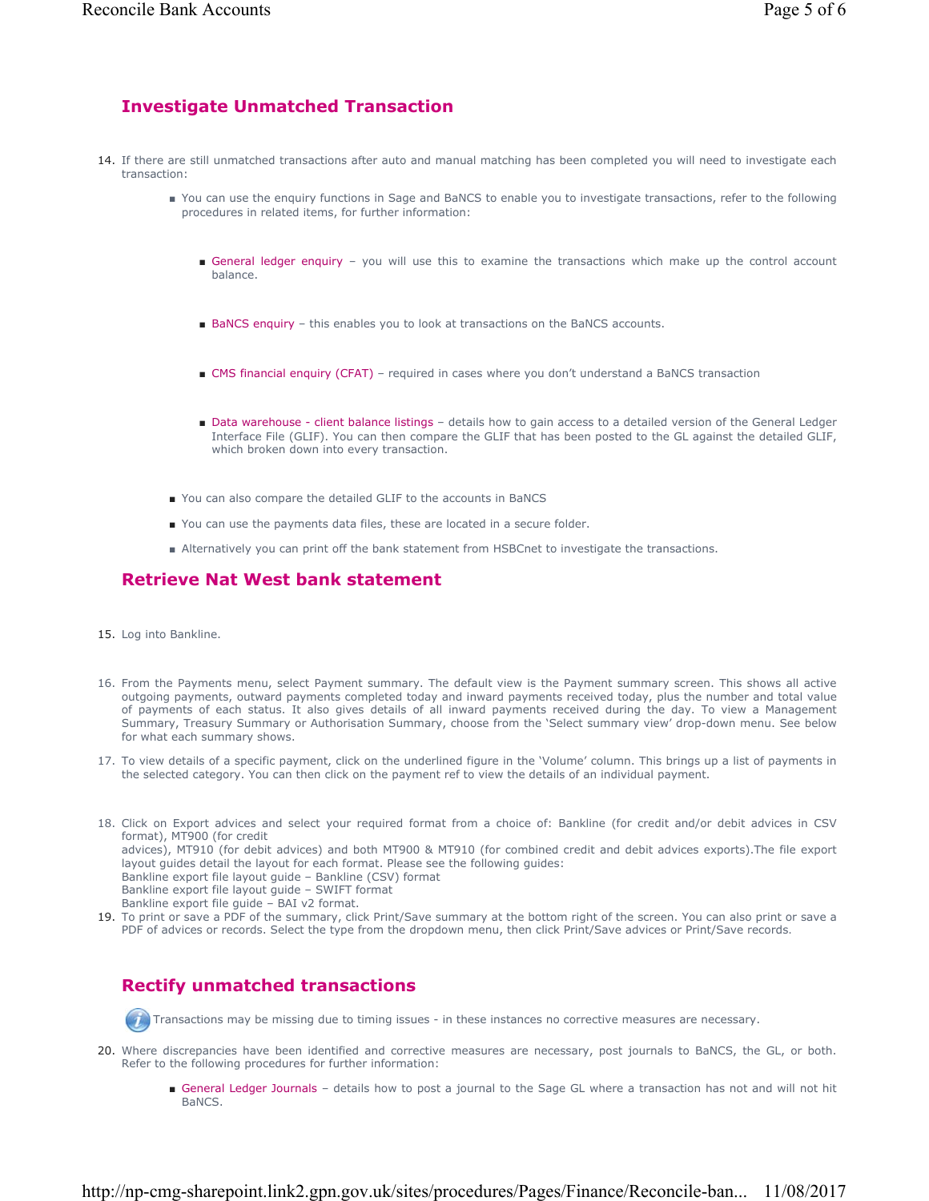## Investigate Unmatched Transaction

14. If there are still unmatched transactions after auto and manual matching has been completed you will need to investigate each transaction:

    - You can use the enquiry functions in Sage and BaNCS to enable you to investigate transactions, refer to the following procedures in related items, for further information:

        - General ledger enquiry – you will use this to examine the transactions which make up the control account balance.

        - BaNCS enquiry – this enables you to look at transactions on the BaNCS accounts.

        - CMS financial enquiry (CFAT) – required in cases where you don't understand a BaNCS transaction

        - Data warehouse - client balance listings – details how to gain access to a detailed version of the General Ledger Interface File (GLIF). You can then compare the GLIF that has been posted to the GL against the detailed GLIF, which broken down into every transaction.

    - You can also compare the detailed GLIF to the accounts in BaNCS
    - You can use the payments data files, these are located in a secure folder.
    - Alternatively you can print off the bank statement from HSBCnet to investigate the transactions.

## Retrieve Nat West bank statement

15. Log into Bankline.

16. From the Payments menu, select Payment summary. The default view is the Payment summary screen. This shows all active outgoing payments, outward payments completed today and inward payments received today, plus the number and total value of payments of each status. It also gives details of all inward payments received during the day. To view a Management Summary, Treasury Summary or Authorisation Summary, choose from the 'Select summary view' drop-down menu. See below for what each summary shows.

17. To view details of a specific payment, click on the underlined figure in the 'Volume' column. This brings up a list of payments in the selected category. You can then click on the payment ref to view the details of an individual payment.

18. Click on Export advices and select your required format from a choice of: Bankline (for credit and/or debit advices in CSV format), MT900 (for credit
    advices), MT910 (for debit advices) and both MT900 & MT910 (for combined credit and debit advices exports).The file export layout guides detail the layout for each format. Please see the following guides:
    Bankline export file layout guide – Bankline (CSV) format
    Bankline export file layout guide – SWIFT format
    Bankline export file guide – BAI v2 format.
19. To print or save a PDF of the summary, click Print/Save summary at the bottom right of the screen. You can also print or save a PDF of advices or records. Select the type from the dropdown menu, then click Print/Save advices or Print/Save records.

## Rectify unmatched transactions

Transactions may be missing due to timing issues - in these instances no corrective measures are necessary.

20. Where discrepancies have been identified and corrective measures are necessary, post journals to BaNCS, the GL, or both. Refer to the following procedures for further information:

    - General Ledger Journals – details how to post a journal to the Sage GL where a transaction has not and will not hit BaNCS.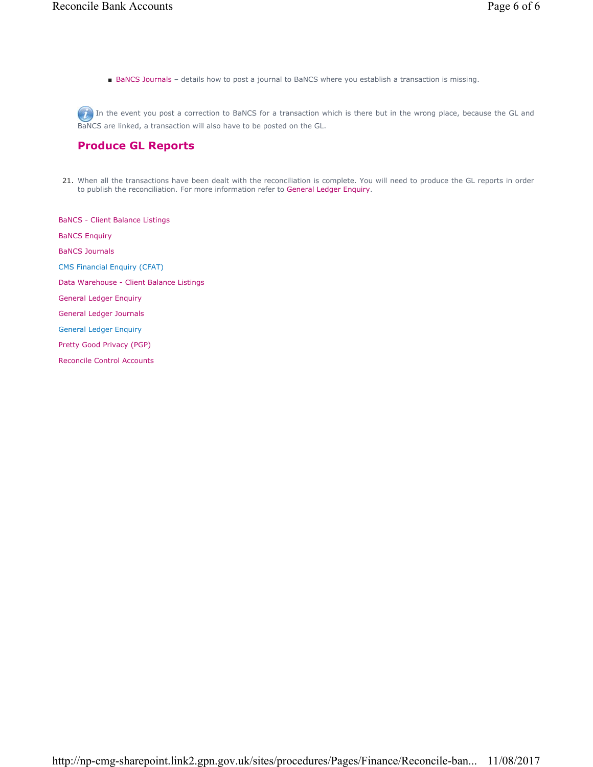- BaNCS Journals – details how to post a journal to BaNCS where you establish a transaction is missing.

In the event you post a correction to BaNCS for a transaction which is there but in the wrong place, because the GL and BaNCS are linked, a transaction will also have to be posted on the GL.

## Produce GL Reports

21. When all the transactions have been dealt with the reconciliation is complete. You will need to produce the GL reports in order to publish the reconciliation. For more information refer to General Ledger Enquiry.

BaNCS - Client Balance Listings

BaNCS Enquiry

BaNCS Journals

CMS Financial Enquiry (CFAT)

Data Warehouse - Client Balance Listings

General Ledger Enquiry

General Ledger Journals

General Ledger Enquiry

Pretty Good Privacy (PGP)

Reconcile Control Accounts